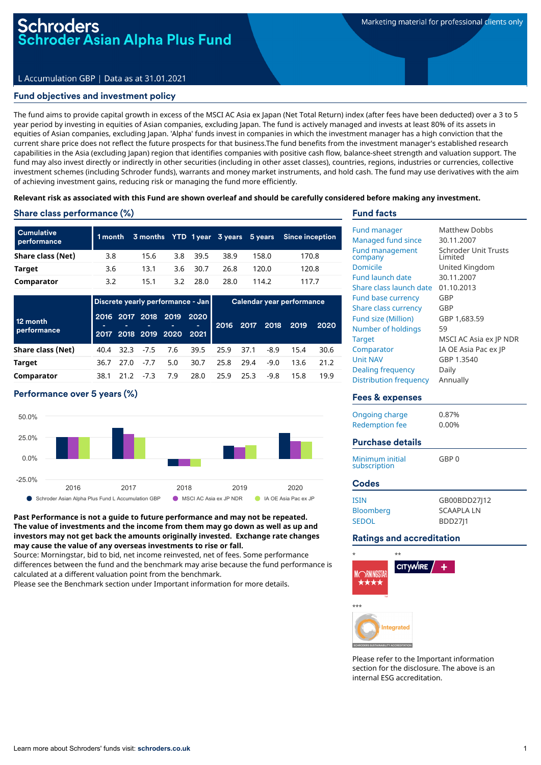# Schroders
# Schroder Asian Alpha Plus Fund

Marketing material for professional clients only

L Accumulation GBP | Data as at 31.01.2021

## Fund objectives and investment policy

The fund aims to provide capital growth in excess of the MSCI AC Asia ex Japan (Net Total Return) index (after fees have been deducted) over a 3 to 5 year period by investing in equities of Asian companies, excluding Japan. The fund is actively managed and invests at least 80% of its assets in equities of Asian companies, excluding Japan. 'Alpha' funds invest in companies in which the investment manager has a high conviction that the current share price does not reflect the future prospects for that business.The fund benefits from the investment manager's established research capabilities in the Asia (excluding Japan) region that identifies companies with positive cash flow, balance-sheet strength and valuation support. The fund may also invest directly or indirectly in other securities (including in other asset classes), countries, regions, industries or currencies, collective investment schemes (including Schroder funds), warrants and money market instruments, and hold cash. The fund may use derivatives with the aim of achieving investment gains, reducing risk or managing the fund more efficiently.

**Relevant risk as associated with this Fund are shown overleaf and should be carefully considered before making any investment.**

## Share class performance (%)

| Cumulative performance | 1 month | 3 months | YTD | 1 year | 3 years | 5 years | Since inception |
|---|---|---|---|---|---|---|---|
| **Share class (Net)** | 3.8 | 15.6 | 3.8 | 39.5 | 38.9 | 158.0 | 170.8 |
| **Target** | 3.6 | 13.1 | 3.6 | 30.7 | 26.8 | 120.0 | 120.8 |
| **Comparator** | 3.2 | 15.1 | 3.2 | 28.0 | 28.0 | 114.2 | 117.7 |

| 12 month performance | Discrete yearly performance - Jan | | | | | Calendar year performance | | | | |
|---|---|---|---|---|---|---|---|---|---|---|
| | 2016 - 2017 | 2017 - 2018 | 2018 - 2019 | 2019 - 2020 | 2020 - 2021 | 2016 | 2017 | 2018 | 2019 | 2020 |
| **Share class (Net)** | 40.4 | 32.3 | -7.5 | 7.6 | 39.5 | 25.9 | 37.1 | -8.9 | 15.4 | 30.6 |
| **Target** | 36.7 | 27.0 | -7.7 | 5.0 | 30.7 | 25.8 | 29.4 | -9.0 | 13.6 | 21.2 |
| **Comparator** | 38.1 | 21.2 | -7.3 | 7.9 | 28.0 | 25.9 | 25.3 | -9.8 | 15.8 | 19.9 |

## Performance over 5 years (%)

Schroder Asian Alpha Plus Fund L Accumulation GBP | MSCI AC Asia ex JP NDR | IA OE Asia Pac ex JP

**Past Performance is not a guide to future performance and may not be repeated. The value of investments and the income from them may go down as well as up and investors may not get back the amounts originally invested. Exchange rate changes may cause the value of any overseas investments to rise or fall.**

Source: Morningstar, bid to bid, net income reinvested, net of fees. Some performance differences between the fund and the benchmark may arise because the fund performance is calculated at a different valuation point from the benchmark.

Please see the Benchmark section under Important information for more details.

## Fund facts

| | |
|---|---|
| Fund manager | Matthew Dobbs |
| Managed fund since | 30.11.2007 |
| Fund management company | Schroder Unit Trusts Limited |
| Domicile | United Kingdom |
| Fund launch date | 30.11.2007 |
| Share class launch date | 01.10.2013 |
| Fund base currency | GBP |
| Share class currency | GBP |
| Fund size (Million) | GBP 1,683.59 |
| Number of holdings | 59 |
| Target | MSCI AC Asia ex JP NDR |
| Comparator | IA OE Asia Pac ex JP |
| Unit NAV | GBP 1.3540 |
| Dealing frequency | Daily |
| Distribution frequency | Annually |

## Fees & expenses

| | |
|---|---|
| Ongoing charge | 0.87% |
| Redemption fee | 0.00% |

## Purchase details

| | |
|---|---|
| Minimum initial subscription | GBP 0 |

## Codes

| | |
|---|---|
| ISIN | GB00BDD27J12 |
| Bloomberg | SCAAPLA LN |
| SEDOL | BDD27J1 |

## Ratings and accreditation

\* Morningstar ★★★★ ** Citywire + *** Integrated

Please refer to the Important information section for the disclosure. The above is an internal ESG accreditation.

Learn more about Schroders' funds visit: **schroders.co.uk**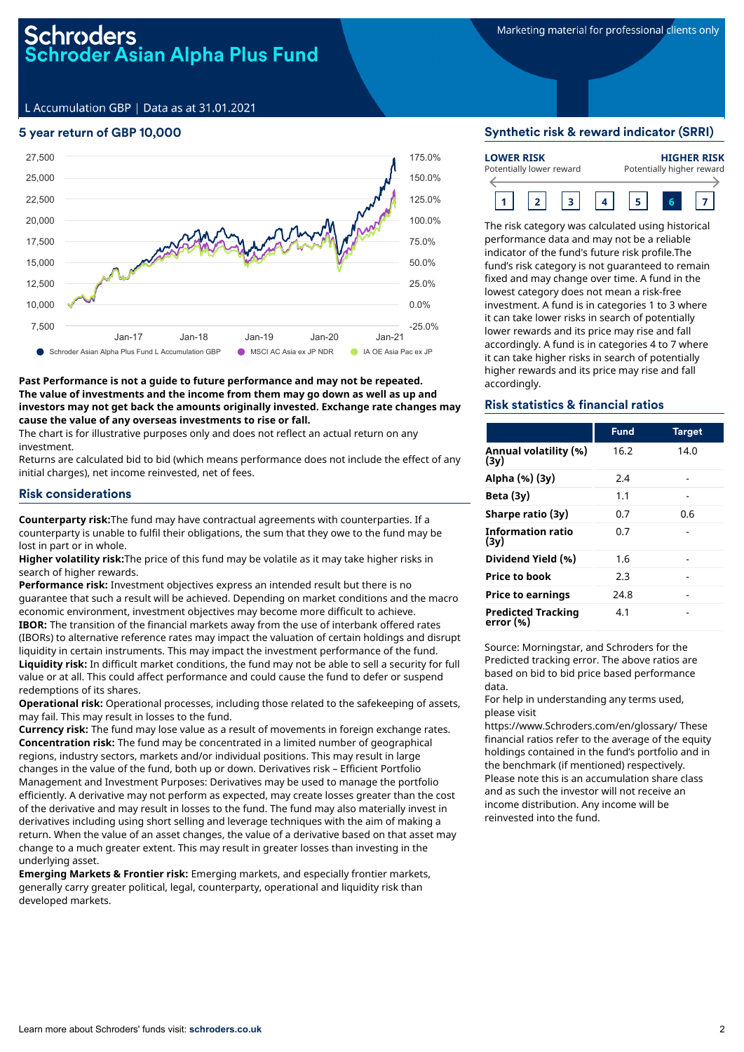# Schroders
# Schroder Asian Alpha Plus Fund

Marketing material for professional clients only

L Accumulation GBP | Data as at 31.01.2021

## 5 year return of GBP 10,000

● Schroder Asian Alpha Plus Fund L Accumulation GBP ● MSCI AC Asia ex JP NDR ● IA OE Asia Pac ex JP

**Past Performance is not a guide to future performance and may not be repeated. The value of investments and the income from them may go down as well as up and investors may not get back the amounts originally invested. Exchange rate changes may cause the value of any overseas investments to rise or fall.**

The chart is for illustrative purposes only and does not reflect an actual return on any investment.

Returns are calculated bid to bid (which means performance does not include the effect of any initial charges), net income reinvested, net of fees.

## Risk considerations

**Counterparty risk:**The fund may have contractual agreements with counterparties. If a counterparty is unable to fulfil their obligations, the sum that they owe to the fund may be lost in part or in whole.

**Higher volatility risk:**The price of this fund may be volatile as it may take higher risks in search of higher rewards.

**Performance risk:** Investment objectives express an intended result but there is no guarantee that such a result will be achieved. Depending on market conditions and the macro economic environment, investment objectives may become more difficult to achieve.

**IBOR:** The transition of the financial markets away from the use of interbank offered rates (IBORs) to alternative reference rates may impact the valuation of certain holdings and disrupt liquidity in certain instruments. This may impact the investment performance of the fund.

**Liquidity risk:** In difficult market conditions, the fund may not be able to sell a security for full value or at all. This could affect performance and could cause the fund to defer or suspend redemptions of its shares.

**Operational risk:** Operational processes, including those related to the safekeeping of assets, may fail. This may result in losses to the fund.

**Currency risk:** The fund may lose value as a result of movements in foreign exchange rates.

**Concentration risk:** The fund may be concentrated in a limited number of geographical regions, industry sectors, markets and/or individual positions. This may result in large changes in the value of the fund, both up or down. Derivatives risk – Efficient Portfolio Management and Investment Purposes: Derivatives may be used to manage the portfolio efficiently. A derivative may not perform as expected, may create losses greater than the cost of the derivative and may result in losses to the fund. The fund may also materially invest in derivatives including using short selling and leverage techniques with the aim of making a return. When the value of an asset changes, the value of a derivative based on that asset may change to a much greater extent. This may result in greater losses than investing in the underlying asset.

**Emerging Markets & Frontier risk:** Emerging markets, and especially frontier markets, generally carry greater political, legal, counterparty, operational and liquidity risk than developed markets.

## Synthetic risk & reward indicator (SRRI)

**LOWER RISK** Potentially lower reward — **HIGHER RISK** Potentially higher reward

1 | 2 | 3 | 4 | 5 | **6** | 7

The risk category was calculated using historical performance data and may not be a reliable indicator of the fund's future risk profile.The fund's risk category is not guaranteed to remain fixed and may change over time. A fund in the lowest category does not mean a risk-free investment. A fund is in categories 1 to 3 where it can take lower risks in search of potentially lower rewards and its price may rise and fall accordingly. A fund is in categories 4 to 7 where it can take higher risks in search of potentially higher rewards and its price may rise and fall accordingly.

## Risk statistics & financial ratios

| | Fund | Target |
|---|---|---|
| **Annual volatility (%) (3y)** | 16.2 | 14.0 |
| **Alpha (%) (3y)** | 2.4 | - |
| **Beta (3y)** | 1.1 | - |
| **Sharpe ratio (3y)** | 0.7 | 0.6 |
| **Information ratio (3y)** | 0.7 | - |
| **Dividend Yield (%)** | 1.6 | - |
| **Price to book** | 2.3 | - |
| **Price to earnings** | 24.8 | - |
| **Predicted Tracking error (%)** | 4.1 | - |

Source: Morningstar, and Schroders for the Predicted tracking error. The above ratios are based on bid to bid price based performance data.

For help in understanding any terms used, please visit https://www.Schroders.com/en/glossary/ These financial ratios refer to the average of the equity holdings contained in the fund's portfolio and in the benchmark (if mentioned) respectively.

Please note this is an accumulation share class and as such the investor will not receive an income distribution. Any income will be reinvested into the fund.

Learn more about Schroders' funds visit: **schroders.co.uk**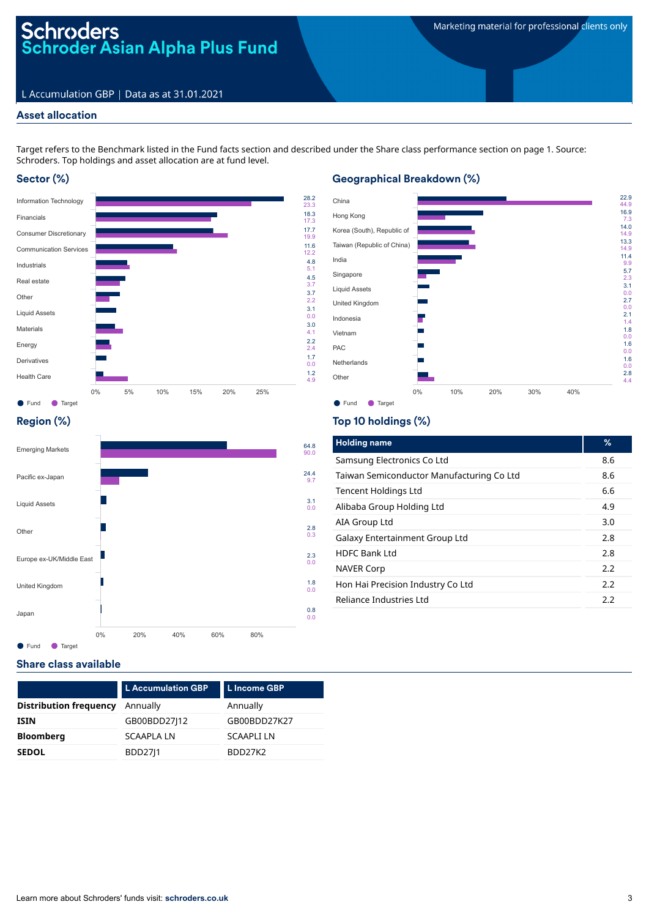# Schroders
# Schroder Asian Alpha Plus Fund

Marketing material for professional clients only

L Accumulation GBP | Data as at 31.01.2021

## Asset allocation

Target refers to the Benchmark listed in the Fund facts section and described under the Share class performance section on page 1. Source: Schroders. Top holdings and asset allocation are at fund level.

### Sector (%)

| Sector | Fund | Target |
|---|---|---|
| Information Technology | 28.2 | 23.3 |
| Financials | 18.3 | 17.3 |
| Consumer Discretionary | 17.7 | 19.9 |
| Communication Services | 11.6 | 12.2 |
| Industrials | 4.8 | 5.1 |
| Real estate | 4.5 | 3.7 |
| Other | 3.7 | 2.2 |
| Liquid Assets | 3.1 | 0.0 |
| Materials | 3.0 | 4.1 |
| Energy | 2.2 | 2.4 |
| Derivatives | 1.7 | 0.0 |
| Health Care | 1.2 | 4.9 |

### Geographical Breakdown (%)

| Country | Fund | Target |
|---|---|---|
| China | 22.9 | 44.9 |
| Hong Kong | 16.9 | 7.3 |
| Korea (South), Republic of | 14.0 | 14.9 |
| Taiwan (Republic of China) | 13.3 | 14.9 |
| India | 11.4 | 9.9 |
| Singapore | 5.7 | 2.3 |
| Liquid Assets | 3.1 | 0.0 |
| United Kingdom | 2.7 | 0.0 |
| Indonesia | 2.1 | 1.4 |
| Vietnam | 1.8 | 0.0 |
| PAC | 1.6 | 0.0 |
| Netherlands | 1.6 | 0.0 |
| Other | 2.8 | 4.4 |

### Region (%)

| Region | Fund | Target |
|---|---|---|
| Emerging Markets | 64.8 | 90.0 |
| Pacific ex-Japan | 24.4 | 9.7 |
| Liquid Assets | 3.1 | 0.0 |
| Other | 2.8 | 0.3 |
| Europe ex-UK/Middle East | 2.3 | 0.0 |
| United Kingdom | 1.8 | 0.0 |
| Japan | 0.8 | 0.0 |

### Top 10 holdings (%)

| Holding name | % |
|---|---|
| Samsung Electronics Co Ltd | 8.6 |
| Taiwan Semiconductor Manufacturing Co Ltd | 8.6 |
| Tencent Holdings Ltd | 6.6 |
| Alibaba Group Holding Ltd | 4.9 |
| AIA Group Ltd | 3.0 |
| Galaxy Entertainment Group Ltd | 2.8 |
| HDFC Bank Ltd | 2.8 |
| NAVER Corp | 2.2 |
| Hon Hai Precision Industry Co Ltd | 2.2 |
| Reliance Industries Ltd | 2.2 |

## Share class available

| | L Accumulation GBP | L Income GBP |
|---|---|---|
| **Distribution frequency** | Annually | Annually |
| **ISIN** | GB00BDD27J12 | GB00BDD27K27 |
| **Bloomberg** | SCAAPLA LN | SCAAPLI LN |
| **SEDOL** | BDD27J1 | BDD27K2 |

Learn more about Schroders' funds visit: **schroders.co.uk**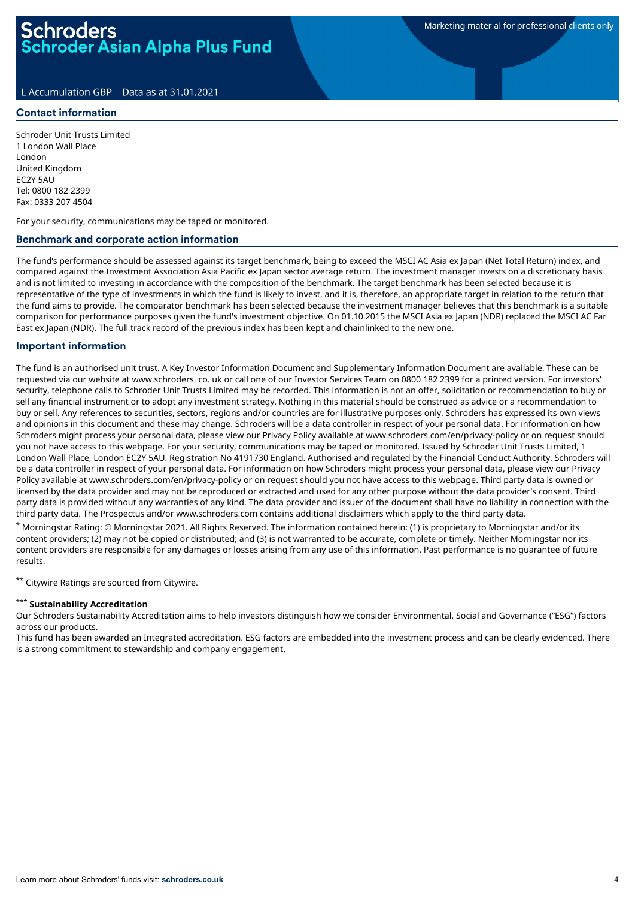# Schroders
## Schroder Asian Alpha Plus Fund

Marketing material for professional clients only

L Accumulation GBP | Data as at 31.01.2021

### Contact information

Schroder Unit Trusts Limited
1 London Wall Place
London
United Kingdom
EC2Y 5AU
Tel: 0800 182 2399
Fax: 0333 207 4504

For your security, communications may be taped or monitored.

### Benchmark and corporate action information

The fund's performance should be assessed against its target benchmark, being to exceed the MSCI AC Asia ex Japan (Net Total Return) index, and compared against the Investment Association Asia Pacific ex Japan sector average return. The investment manager invests on a discretionary basis and is not limited to investing in accordance with the composition of the benchmark. The target benchmark has been selected because it is representative of the type of investments in which the fund is likely to invest, and it is, therefore, an appropriate target in relation to the return that the fund aims to provide. The comparator benchmark has been selected because the investment manager believes that this benchmark is a suitable comparison for performance purposes given the fund's investment objective. On 01.10.2015 the MSCI Asia ex Japan (NDR) replaced the MSCI AC Far East ex Japan (NDR). The full track record of the previous index has been kept and chainlinked to the new one.

### Important information

The fund is an authorised unit trust. A Key Investor Information Document and Supplementary Information Document are available. These can be requested via our website at www.schroders. co. uk or call one of our Investor Services Team on 0800 182 2399 for a printed version. For investors' security, telephone calls to Schroder Unit Trusts Limited may be recorded. This information is not an offer, solicitation or recommendation to buy or sell any financial instrument or to adopt any investment strategy. Nothing in this material should be construed as advice or a recommendation to buy or sell. Any references to securities, sectors, regions and/or countries are for illustrative purposes only. Schroders has expressed its own views and opinions in this document and these may change. Schroders will be a data controller in respect of your personal data. For information on how Schroders might process your personal data, please view our Privacy Policy available at www.schroders.com/en/privacy-policy or on request should you not have access to this webpage. For your security, communications may be taped or monitored. Issued by Schroder Unit Trusts Limited, 1 London Wall Place, London EC2Y 5AU. Registration No 4191730 England. Authorised and regulated by the Financial Conduct Authority. Schroders will be a data controller in respect of your personal data. For information on how Schroders might process your personal data, please view our Privacy Policy available at www.schroders.com/en/privacy-policy or on request should you not have access to this webpage. Third party data is owned or licensed by the data provider and may not be reproduced or extracted and used for any other purpose without the data provider's consent. Third party data is provided without any warranties of any kind. The data provider and issuer of the document shall have no liability in connection with the third party data. The Prospectus and/or www.schroders.com contains additional disclaimers which apply to the third party data.

* Morningstar Rating: © Morningstar 2021. All Rights Reserved. The information contained herein: (1) is proprietary to Morningstar and/or its content providers; (2) may not be copied or distributed; and (3) is not warranted to be accurate, complete or timely. Neither Morningstar nor its content providers are responsible for any damages or losses arising from any use of this information. Past performance is no guarantee of future results.

** Citywire Ratings are sourced from Citywire.

*** **Sustainability Accreditation**
Our Schroders Sustainability Accreditation aims to help investors distinguish how we consider Environmental, Social and Governance ("ESG") factors across our products.
This fund has been awarded an Integrated accreditation. ESG factors are embedded into the investment process and can be clearly evidenced. There is a strong commitment to stewardship and company engagement.

Learn more about Schroders' funds visit: **schroders.co.uk**